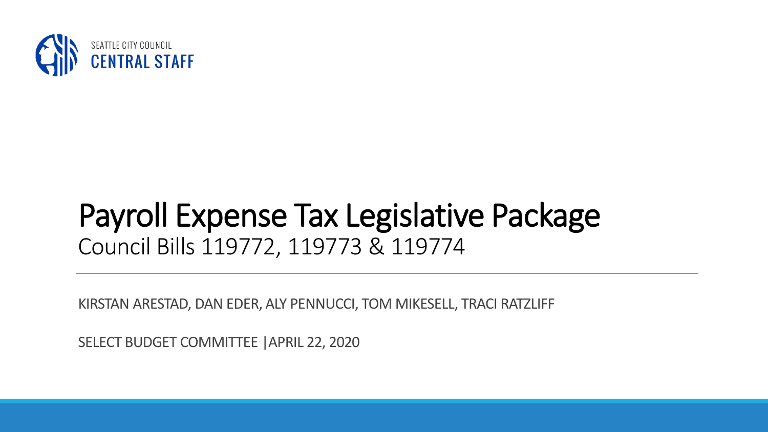SEATTLE CITY COUNCIL
CENTRAL STAFF

# Payroll Expense Tax Legislative Package

Council Bills 119772, 119773 & 119774

KIRSTAN ARESTAD, DAN EDER, ALY PENNUCCI, TOM MIKESELL, TRACI RATZLIFF

SELECT BUDGET COMMITTEE |APRIL 22, 2020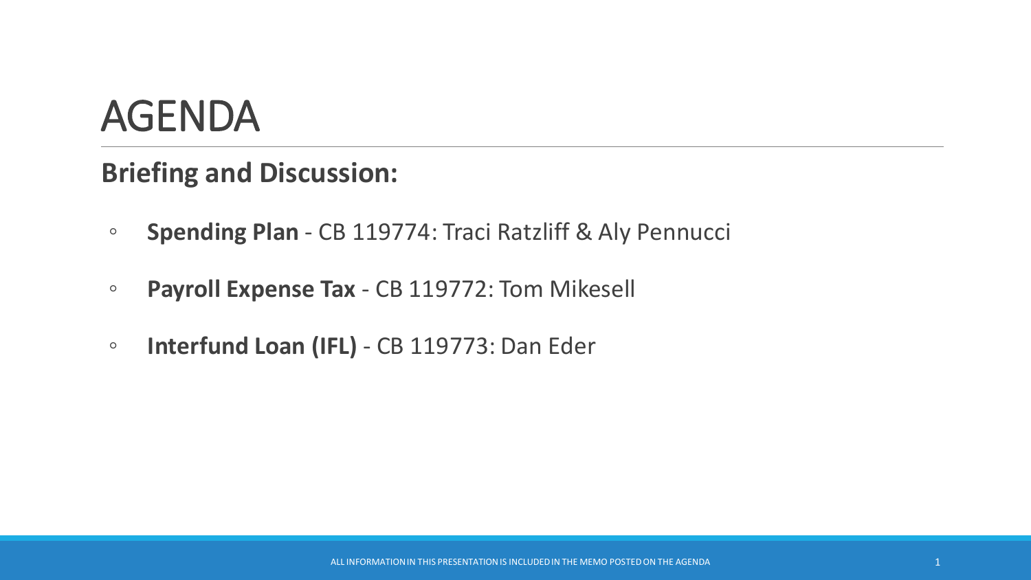# AGENDA

## Briefing and Discussion:

- **Spending Plan** - CB 119774: Traci Ratzliff & Aly Pennucci
- **Payroll Expense Tax** - CB 119772: Tom Mikesell
- **Interfund Loan (IFL)** - CB 119773: Dan Eder

ALL INFORMATION IN THIS PRESENTATION IS INCLUDED IN THE MEMO POSTED ON THE AGENDA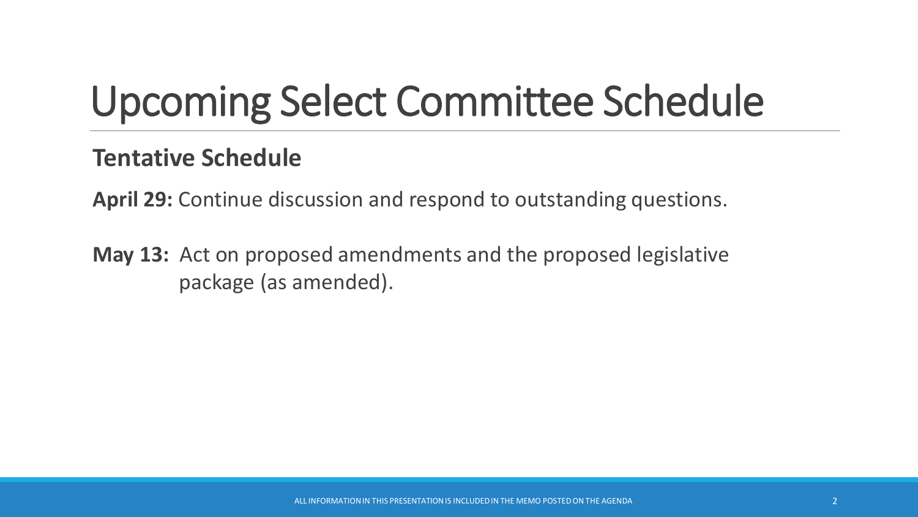# Upcoming Select Committee Schedule

**Tentative Schedule**

**April 29:** Continue discussion and respond to outstanding questions.

**May 13:** Act on proposed amendments and the proposed legislative package (as amended).

ALL INFORMATION IN THIS PRESENTATION IS INCLUDED IN THE MEMO POSTED ON THE AGENDA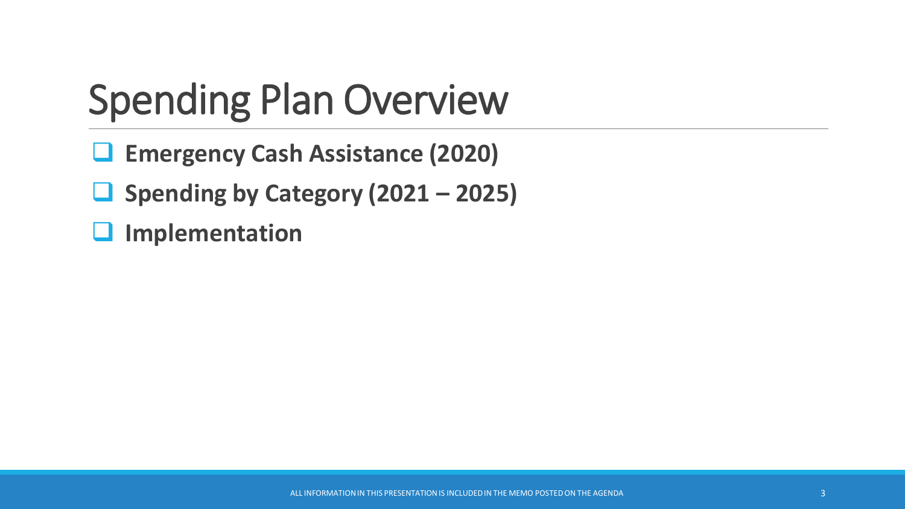# Spending Plan Overview

- **Emergency Cash Assistance (2020)**
- **Spending by Category (2021 – 2025)**
- **Implementation**

ALL INFORMATION IN THIS PRESENTATION IS INCLUDED IN THE MEMO POSTED ON THE AGENDA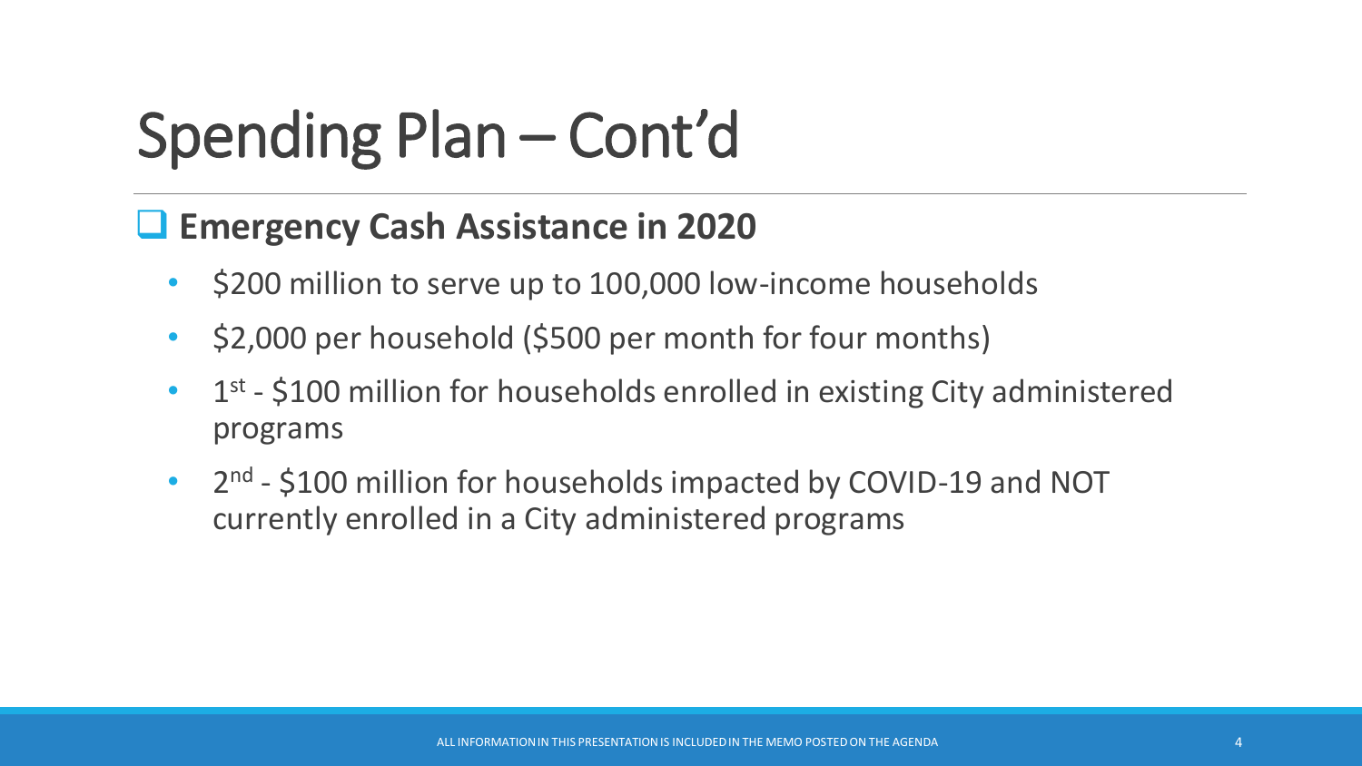# Spending Plan – Cont'd

## Emergency Cash Assistance in 2020

- $200 million to serve up to 100,000 low-income households
- $2,000 per household ($500 per month for four months)
- 1st - $100 million for households enrolled in existing City administered programs
- 2nd - $100 million for households impacted by COVID-19 and NOT currently enrolled in a City administered programs

ALL INFORMATION IN THIS PRESENTATION IS INCLUDED IN THE MEMO POSTED ON THE AGENDA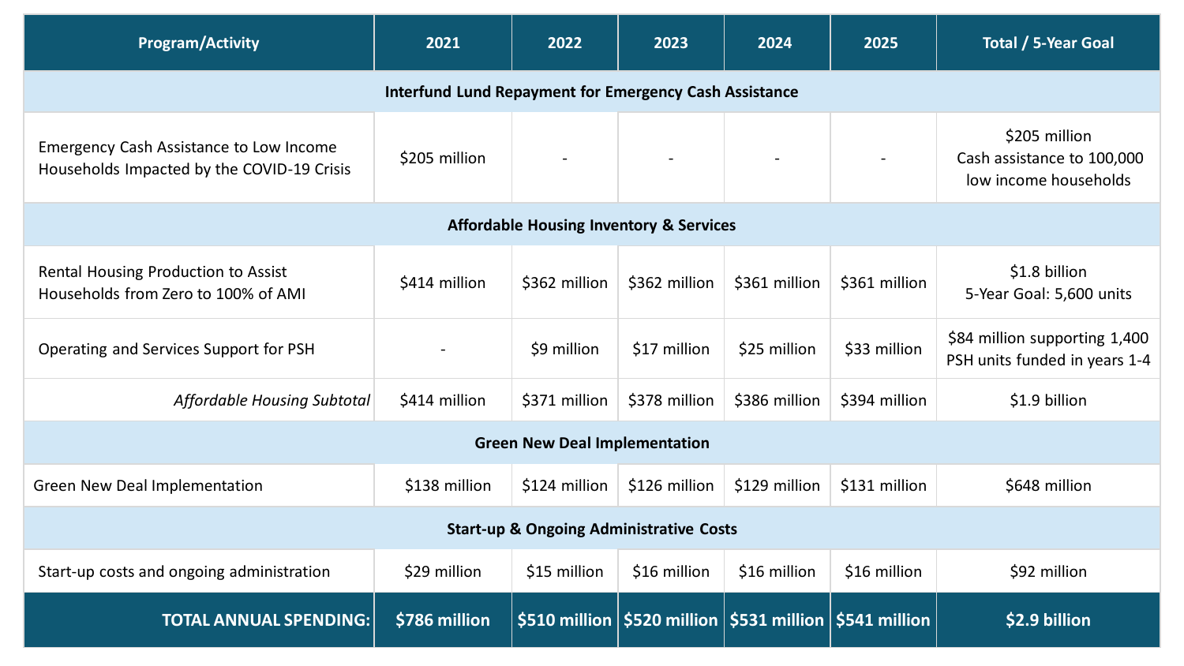| Program/Activity | 2021 | 2022 | 2023 | 2024 | 2025 | Total / 5-Year Goal |
|---|---|---|---|---|---|---|
| **Interfund Lund Repayment for Emergency Cash Assistance** | | | | | | |
| Emergency Cash Assistance to Low Income Households Impacted by the COVID-19 Crisis | $205 million | - | - | - | - | $205 million Cash assistance to 100,000 low income households |
| **Affordable Housing Inventory & Services** | | | | | | |
| Rental Housing Production to Assist Households from Zero to 100% of AMI | $414 million | $362 million | $362 million | $361 million | $361 million | $1.8 billion 5-Year Goal: 5,600 units |
| Operating and Services Support for PSH | - | $9 million | $17 million | $25 million | $33 million | $84 million supporting 1,400 PSH units funded in years 1-4 |
| *Affordable Housing Subtotal* | $414 million | $371 million | $378 million | $386 million | $394 million | $1.9 billion |
| **Green New Deal Implementation** | | | | | | |
| Green New Deal Implementation | $138 million | $124 million | $126 million | $129 million | $131 million | $648 million |
| **Start-up & Ongoing Administrative Costs** | | | | | | |
| Start-up costs and ongoing administration | $29 million | $15 million | $16 million | $16 million | $16 million | $92 million |
| **TOTAL ANNUAL SPENDING:** | **$786 million** | **$510 million** | **$520 million** | **$531 million** | **$541 million** | **$2.9 billion** |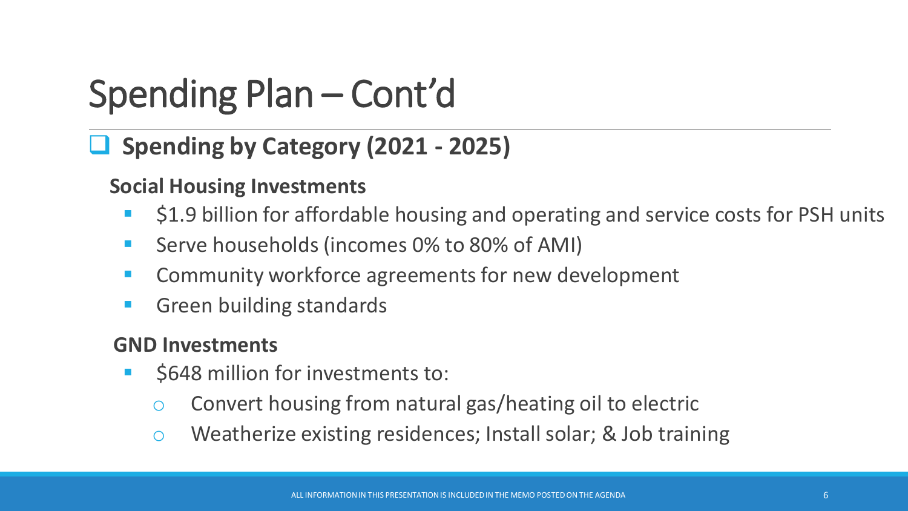# Spending Plan – Cont'd

## Spending by Category (2021 - 2025)

### Social Housing Investments

- $1.9 billion for affordable housing and operating and service costs for PSH units
- Serve households (incomes 0% to 80% of AMI)
- Community workforce agreements for new development
- Green building standards

### GND Investments

- $648 million for investments to:
  - Convert housing from natural gas/heating oil to electric
  - Weatherize existing residences; Install solar; & Job training

ALL INFORMATION IN THIS PRESENTATION IS INCLUDED IN THE MEMO POSTED ON THE AGENDA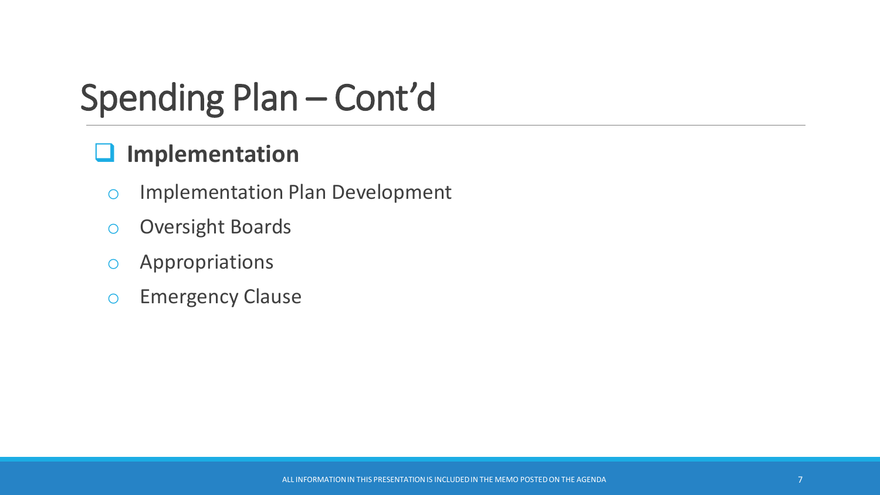# Spending Plan – Cont'd

## Implementation

- Implementation Plan Development
- Oversight Boards
- Appropriations
- Emergency Clause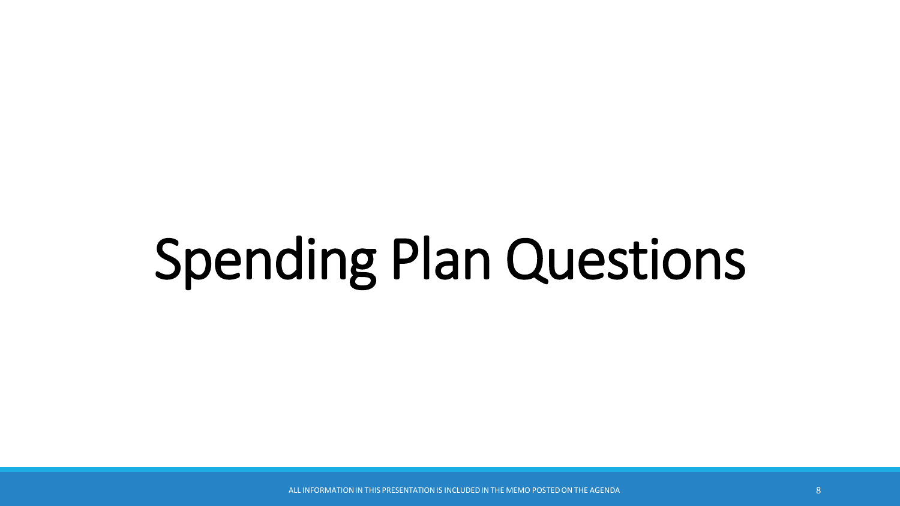# Spending Plan Questions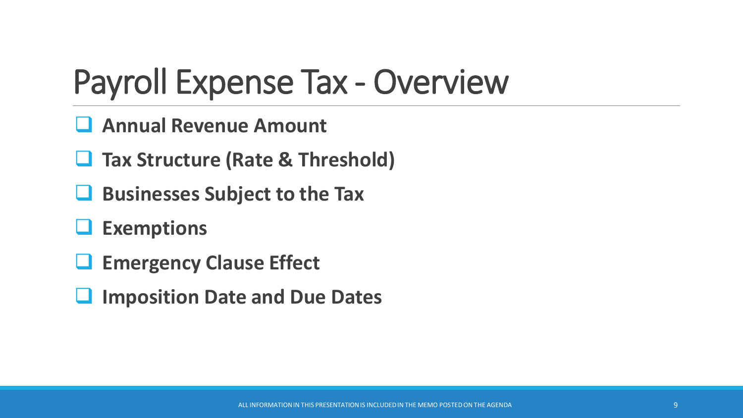# Payroll Expense Tax - Overview

- **Annual Revenue Amount**
- **Tax Structure (Rate & Threshold)**
- **Businesses Subject to the Tax**
- **Exemptions**
- **Emergency Clause Effect**
- **Imposition Date and Due Dates**

ALL INFORMATION IN THIS PRESENTATION IS INCLUDED IN THE MEMO POSTED ON THE AGENDA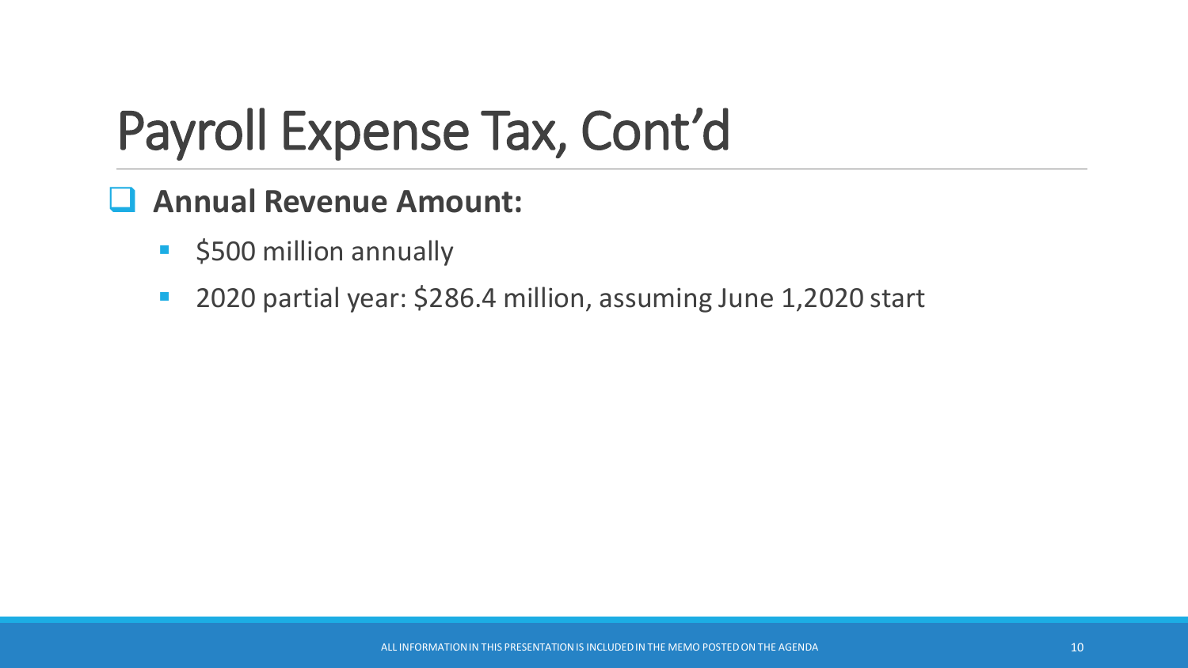# Payroll Expense Tax, Cont'd

## Annual Revenue Amount:

- $500 million annually
- 2020 partial year: $286.4 million, assuming June 1,2020 start

ALL INFORMATION IN THIS PRESENTATION IS INCLUDED IN THE MEMO POSTED ON THE AGENDA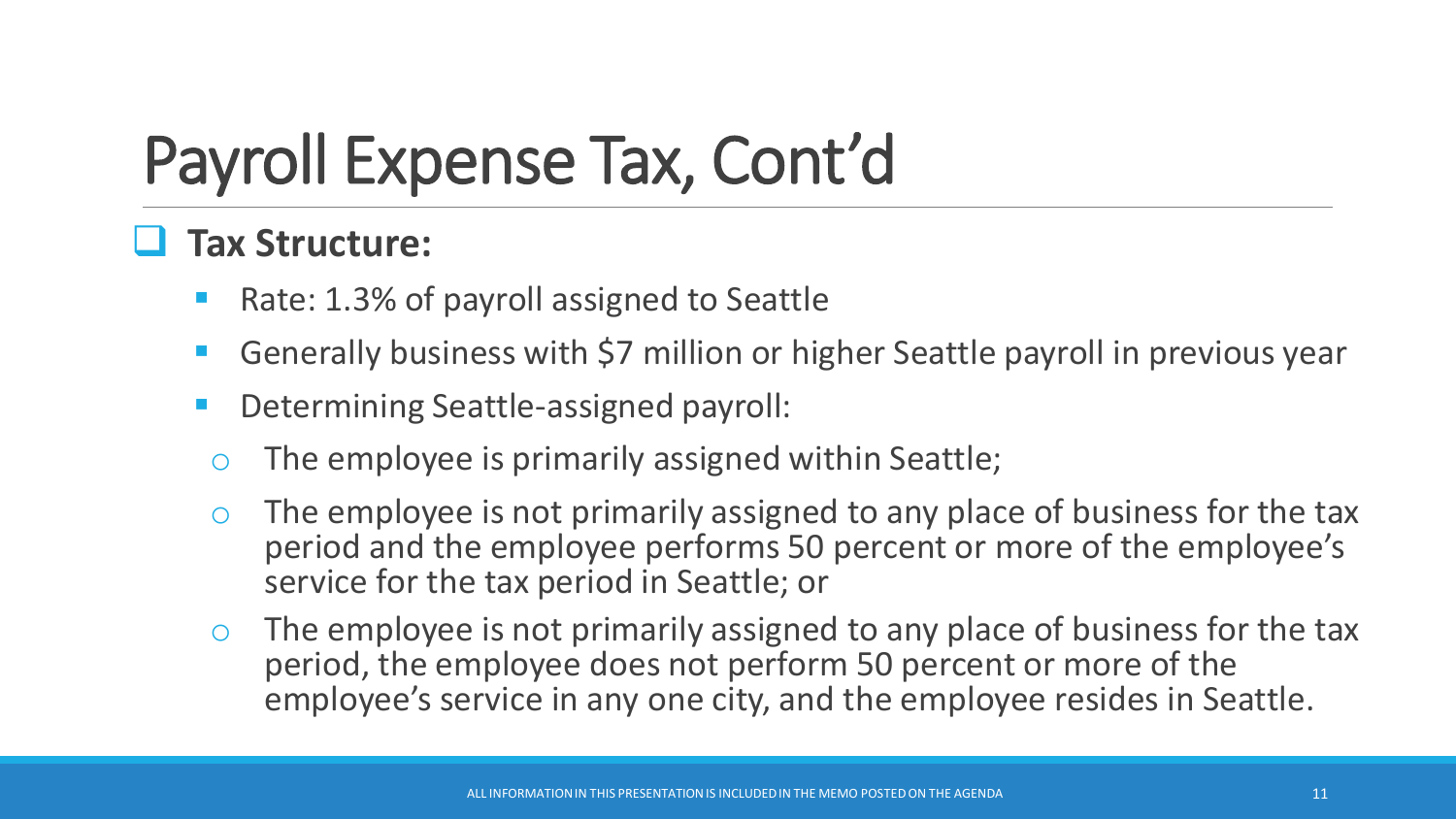# Payroll Expense Tax, Cont'd

- **Tax Structure:**
  - Rate: 1.3% of payroll assigned to Seattle
  - Generally business with $7 million or higher Seattle payroll in previous year
  - Determining Seattle-assigned payroll:
    - The employee is primarily assigned within Seattle;
    - The employee is not primarily assigned to any place of business for the tax period and the employee performs 50 percent or more of the employee's service for the tax period in Seattle; or
    - The employee is not primarily assigned to any place of business for the tax period, the employee does not perform 50 percent or more of the employee's service in any one city, and the employee resides in Seattle.

ALL INFORMATION IN THIS PRESENTATION IS INCLUDED IN THE MEMO POSTED ON THE AGENDA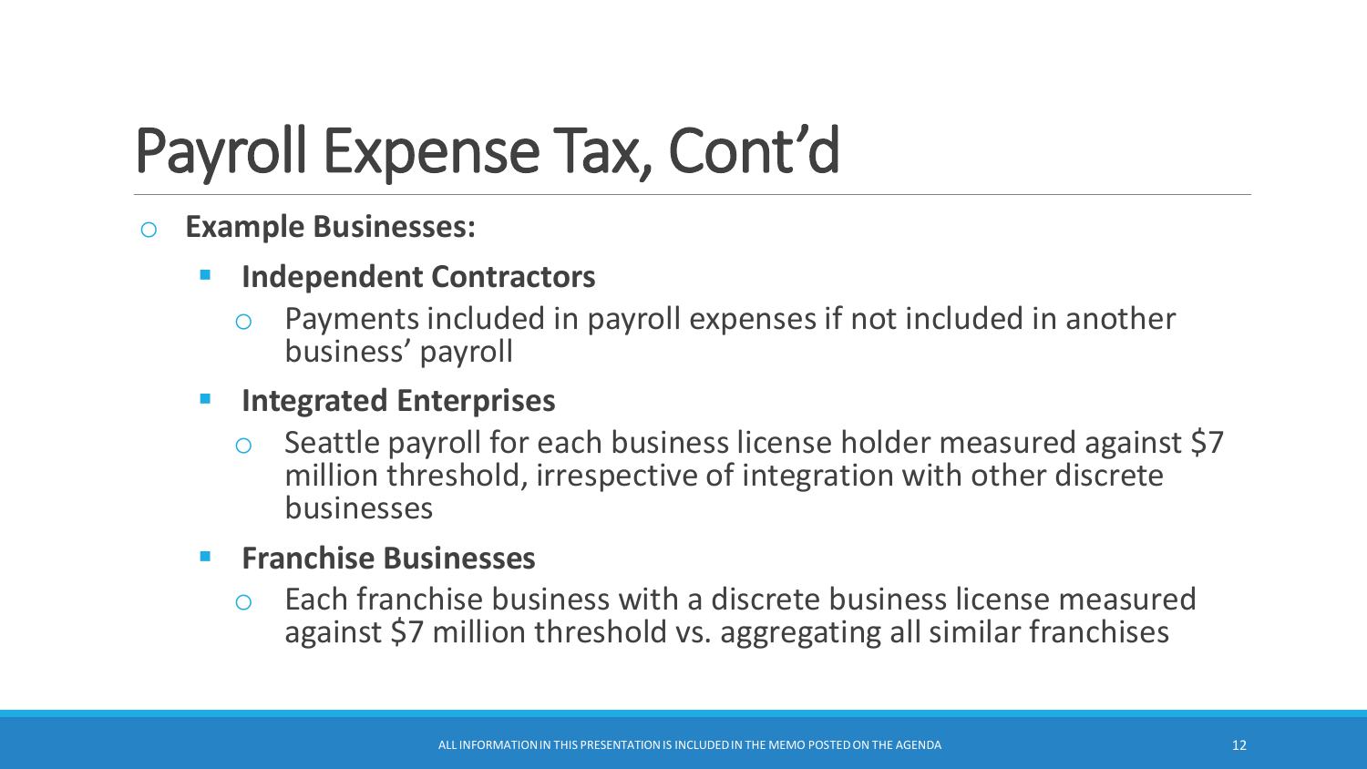# Payroll Expense Tax, Cont'd

- **Example Businesses:**
  - **Independent Contractors**
    - Payments included in payroll expenses if not included in another business' payroll
  - **Integrated Enterprises**
    - Seattle payroll for each business license holder measured against $7 million threshold, irrespective of integration with other discrete businesses
  - **Franchise Businesses**
    - Each franchise business with a discrete business license measured against $7 million threshold vs. aggregating all similar franchises

ALL INFORMATION IN THIS PRESENTATION IS INCLUDED IN THE MEMO POSTED ON THE AGENDA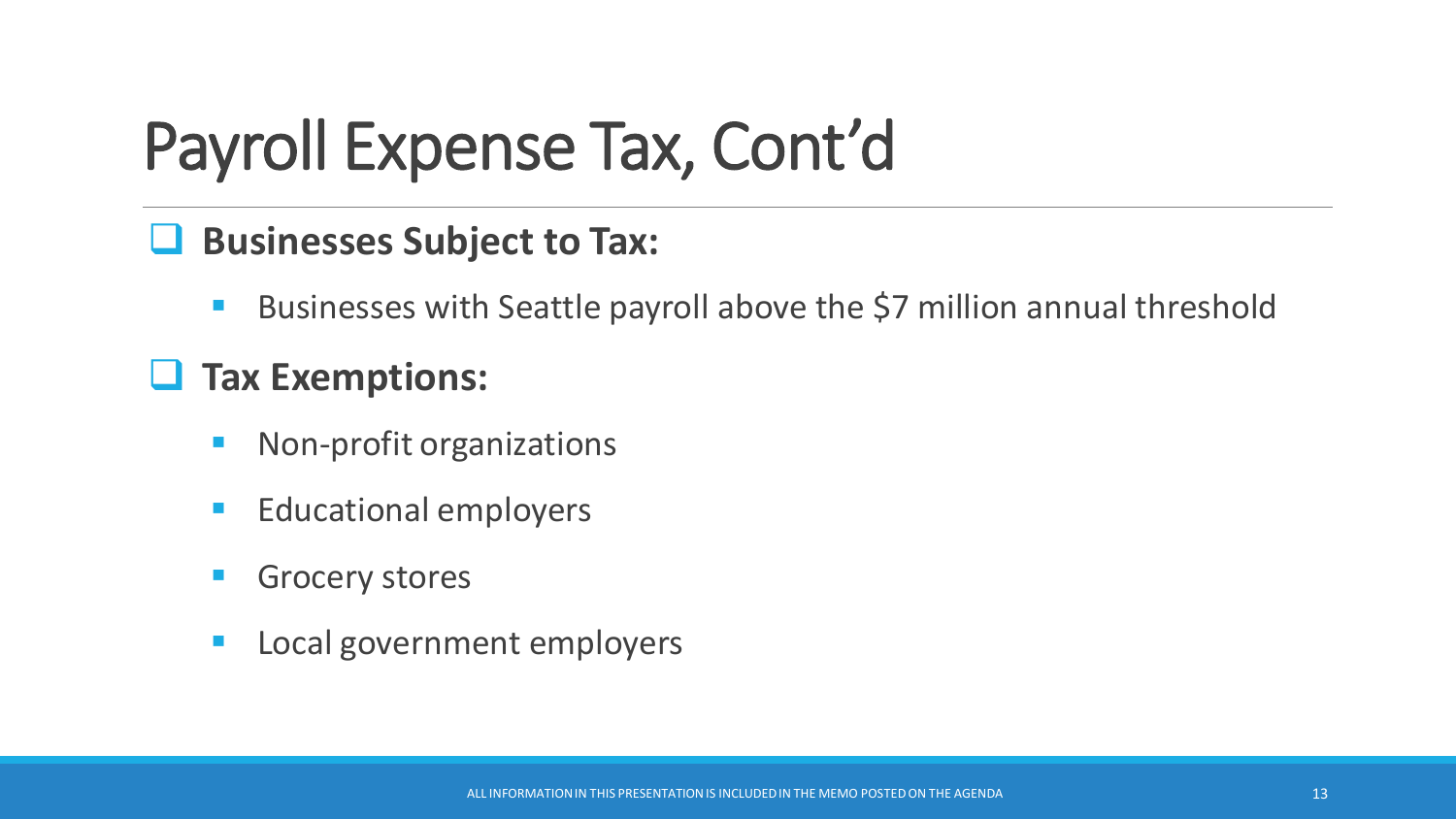# Payroll Expense Tax, Cont'd

- **Businesses Subject to Tax:**
  - Businesses with Seattle payroll above the $7 million annual threshold
- **Tax Exemptions:**
  - Non-profit organizations
  - Educational employers
  - Grocery stores
  - Local government employers

ALL INFORMATION IN THIS PRESENTATION IS INCLUDED IN THE MEMO POSTED ON THE AGENDA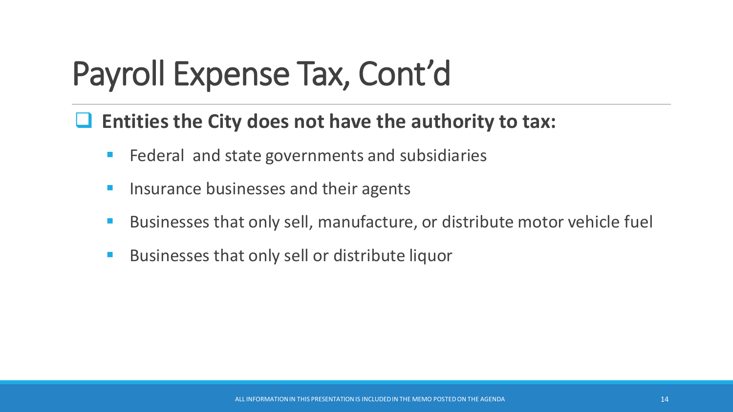# Payroll Expense Tax, Cont'd

- **Entities the City does not have the authority to tax:**
  - Federal and state governments and subsidiaries
  - Insurance businesses and their agents
  - Businesses that only sell, manufacture, or distribute motor vehicle fuel
  - Businesses that only sell or distribute liquor

ALL INFORMATION IN THIS PRESENTATION IS INCLUDED IN THE MEMO POSTED ON THE AGENDA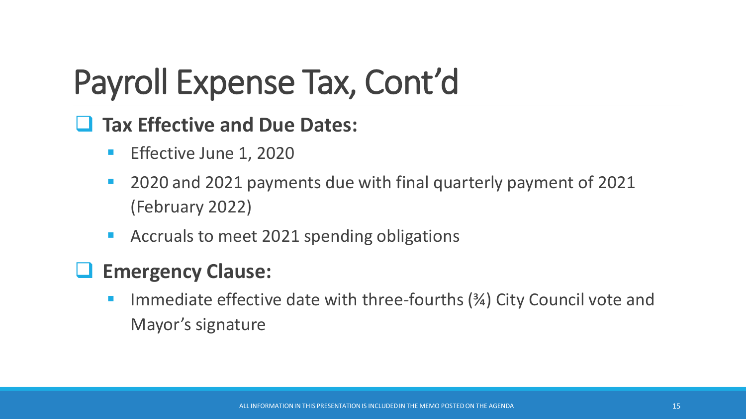# Payroll Expense Tax, Cont'd

- **Tax Effective and Due Dates:**
  - Effective June 1, 2020
  - 2020 and 2021 payments due with final quarterly payment of 2021 (February 2022)
  - Accruals to meet 2021 spending obligations
- **Emergency Clause:**
  - Immediate effective date with three-fourths (¾) City Council vote and Mayor's signature

ALL INFORMATION IN THIS PRESENTATION IS INCLUDED IN THE MEMO POSTED ON THE AGENDA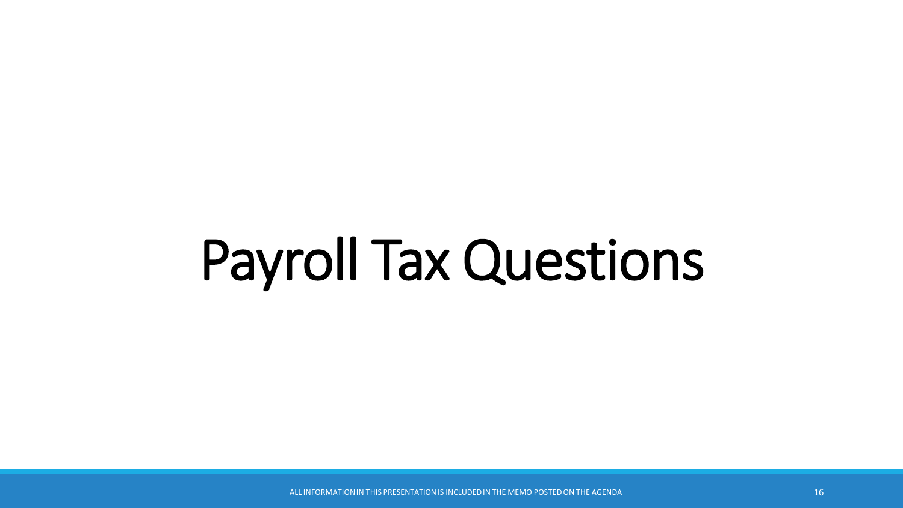# Payroll Tax Questions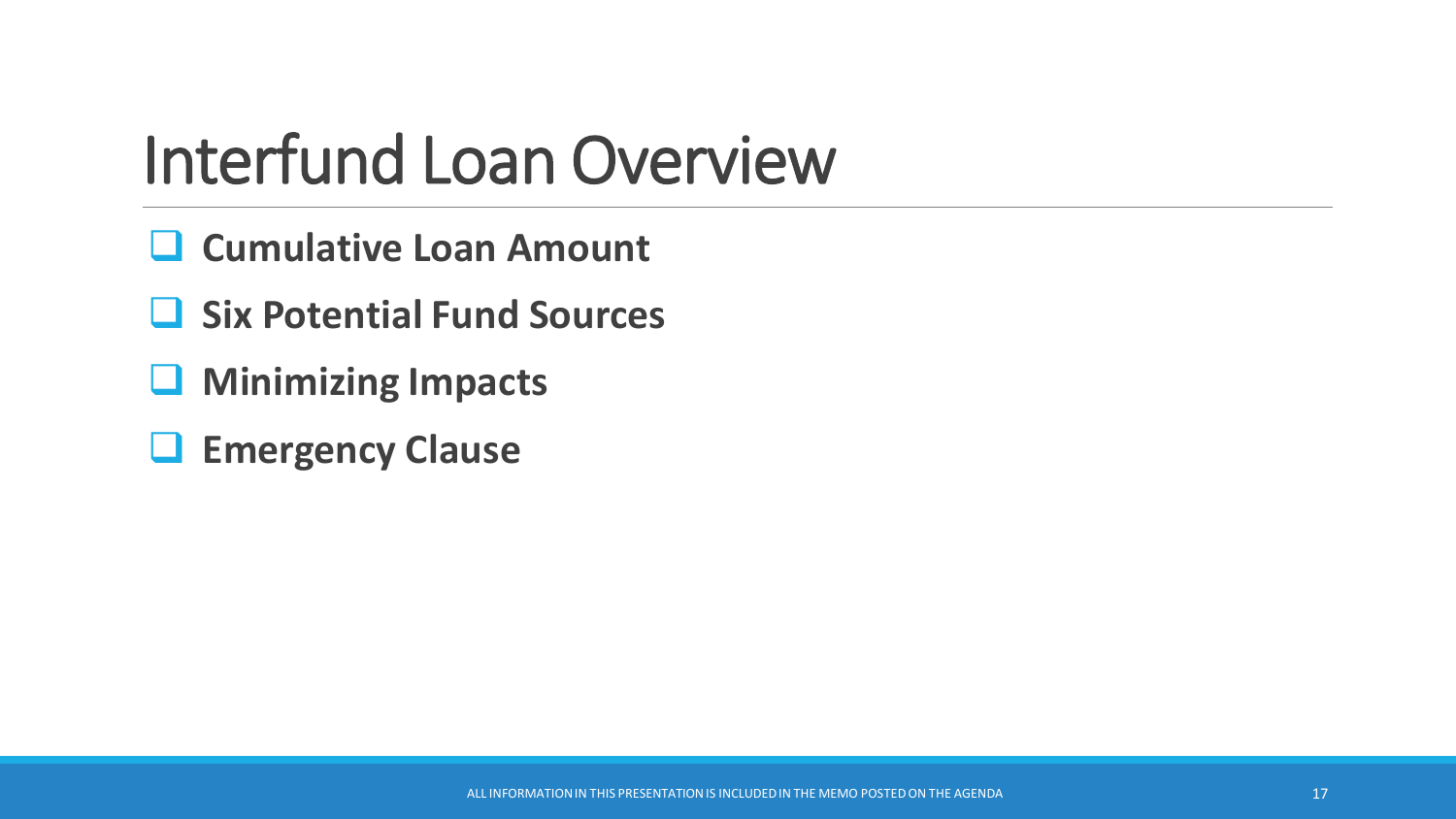# Interfund Loan Overview

- **Cumulative Loan Amount**
- **Six Potential Fund Sources**
- **Minimizing Impacts**
- **Emergency Clause**

ALL INFORMATION IN THIS PRESENTATION IS INCLUDED IN THE MEMO POSTED ON THE AGENDA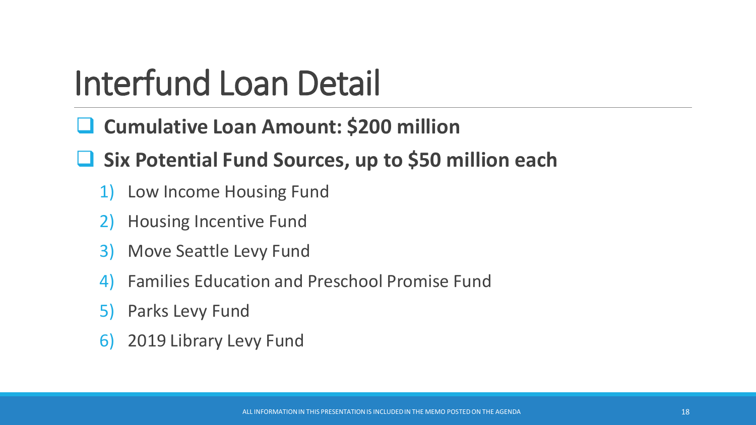# Interfund Loan Detail

- **Cumulative Loan Amount: $200 million**
- **Six Potential Fund Sources, up to $50 million each**
  1) Low Income Housing Fund
  2) Housing Incentive Fund
  3) Move Seattle Levy Fund
  4) Families Education and Preschool Promise Fund
  5) Parks Levy Fund
  6) 2019 Library Levy Fund

ALL INFORMATION IN THIS PRESENTATION IS INCLUDED IN THE MEMO POSTED ON THE AGENDA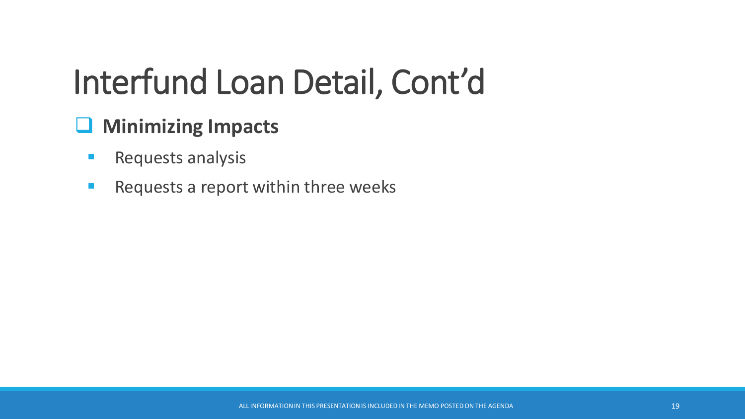# Interfund Loan Detail, Cont'd

## Minimizing Impacts

- Requests analysis
- Requests a report within three weeks

ALL INFORMATION IN THIS PRESENTATION IS INCLUDED IN THE MEMO POSTED ON THE AGENDA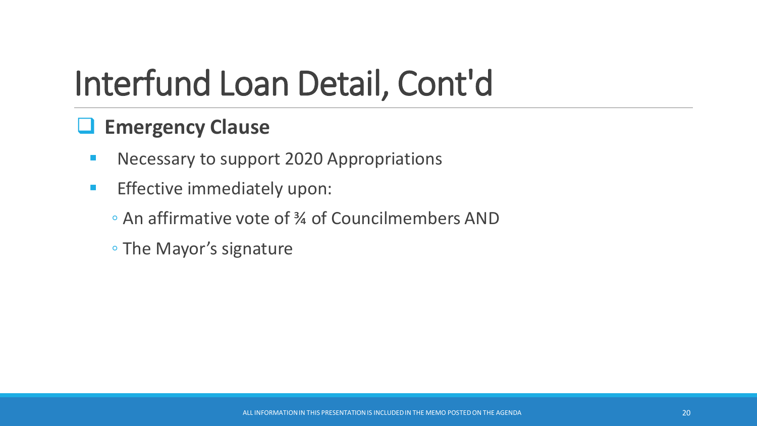# Interfund Loan Detail, Cont'd

## Emergency Clause

- Necessary to support 2020 Appropriations
- Effective immediately upon:
  - An affirmative vote of ¾ of Councilmembers AND
  - The Mayor's signature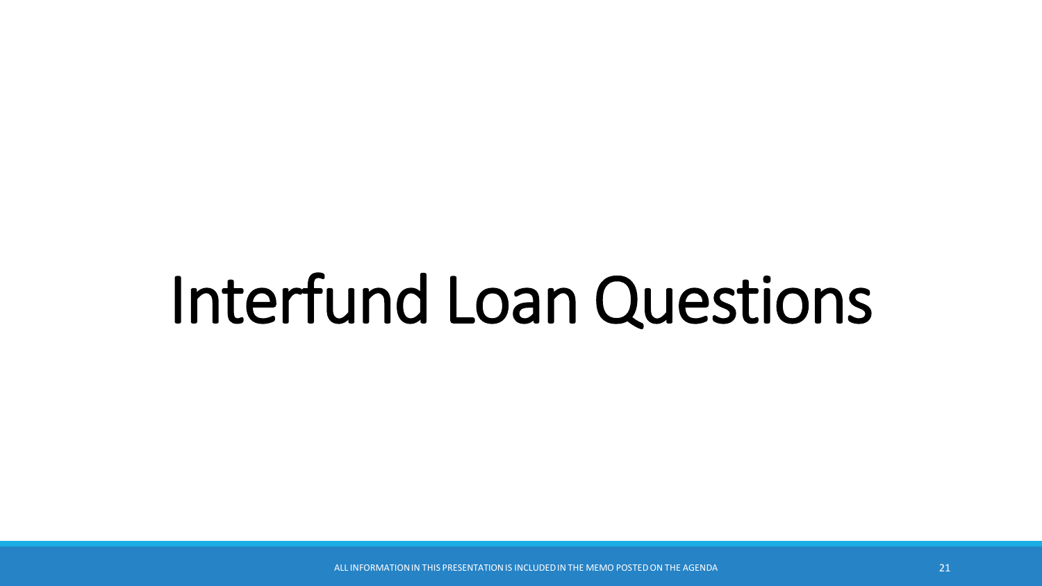# Interfund Loan Questions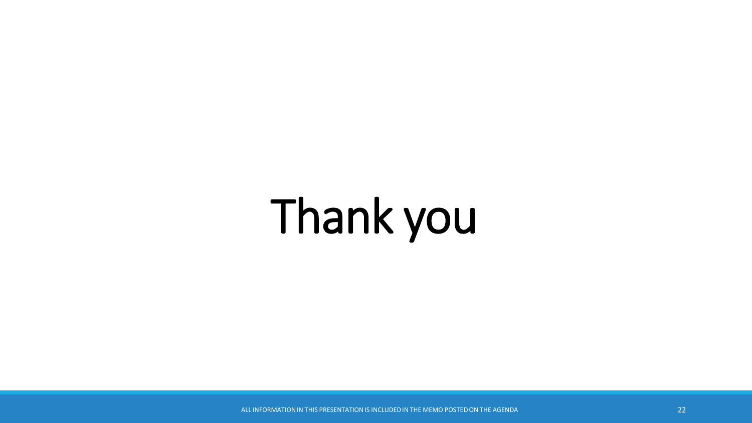# Thank you